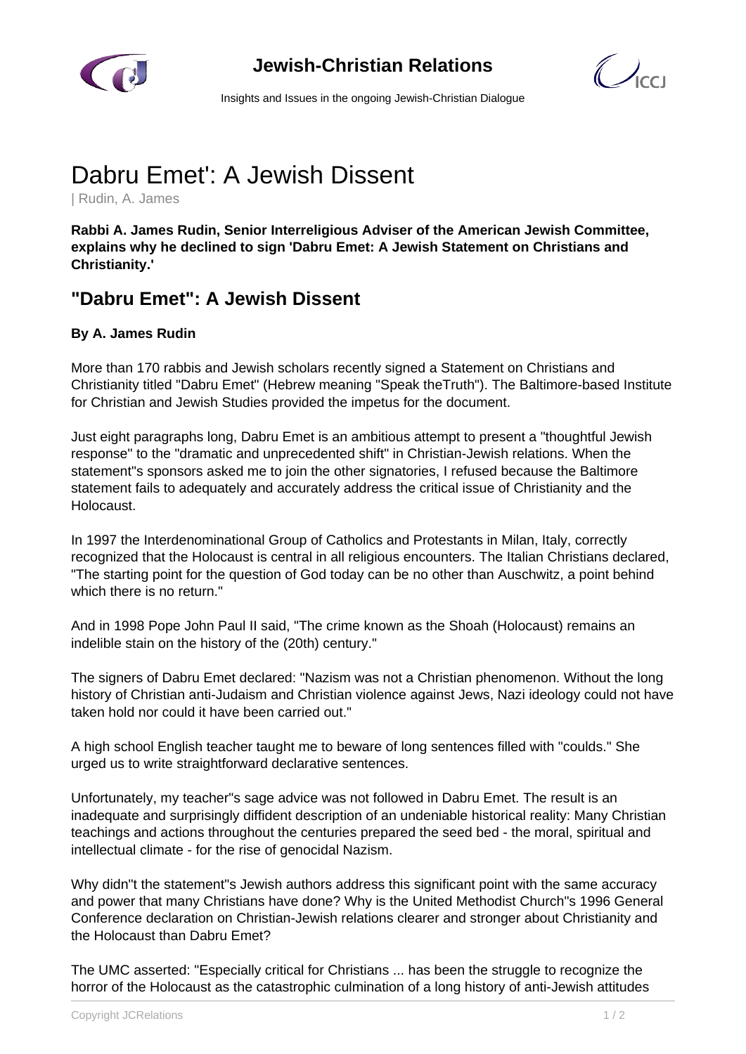# Dabru Emet': A Jewish Dissent

| Rudin, A. James

**Rabbi A. James Rudin, Senior Interreligious Adviser of the American Jewish Committee, explains why he declined to sign 'Dabru Emet: A Jewish Statement on Christians and Christianity.'**

## "Dabru Emet": A Jewish Dissent

**By A. James Rudin**

More than 170 rabbis and Jewish scholars recently signed a Statement on Christians and Christianity titled "Dabru Emet" (Hebrew meaning "Speak theTruth"). The Baltimore-based Institute for Christian and Jewish Studies provided the impetus for the document.

Just eight paragraphs long, Dabru Emet is an ambitious attempt to present a "thoughtful Jewish response" to the "dramatic and unprecedented shift" in Christian-Jewish relations. When the statement"s sponsors asked me to join the other signatories, I refused because the Baltimore statement fails to adequately and accurately address the critical issue of Christianity and the Holocaust.

In 1997 the Interdenominational Group of Catholics and Protestants in Milan, Italy, correctly recognized that the Holocaust is central in all religious encounters. The Italian Christians declared, "The starting point for the question of God today can be no other than Auschwitz, a point behind which there is no return."

And in 1998 Pope John Paul II said, "The crime known as the Shoah (Holocaust) remains an indelible stain on the history of the (20th) century."

The signers of Dabru Emet declared: "Nazism was not a Christian phenomenon. Without the long history of Christian anti-Judaism and Christian violence against Jews, Nazi ideology could not have taken hold nor could it have been carried out."

A high school English teacher taught me to beware of long sentences filled with "coulds." She urged us to write straightforward declarative sentences.

Unfortunately, my teacher"s sage advice was not followed in Dabru Emet. The result is an inadequate and surprisingly diffident description of an undeniable historical reality: Many Christian teachings and actions throughout the centuries prepared the seed bed - the moral, spiritual and intellectual climate - for the rise of genocidal Nazism.

Why didn"t the statement"s Jewish authors address this significant point with the same accuracy and power that many Christians have done? Why is the United Methodist Church"s 1996 General Conference declaration on Christian-Jewish relations clearer and stronger about Christianity and the Holocaust than Dabru Emet?

The UMC asserted: "Especially critical for Christians ... has been the struggle to recognize the horror of the Holocaust as the catastrophic culmination of a long history of anti-Jewish attitudes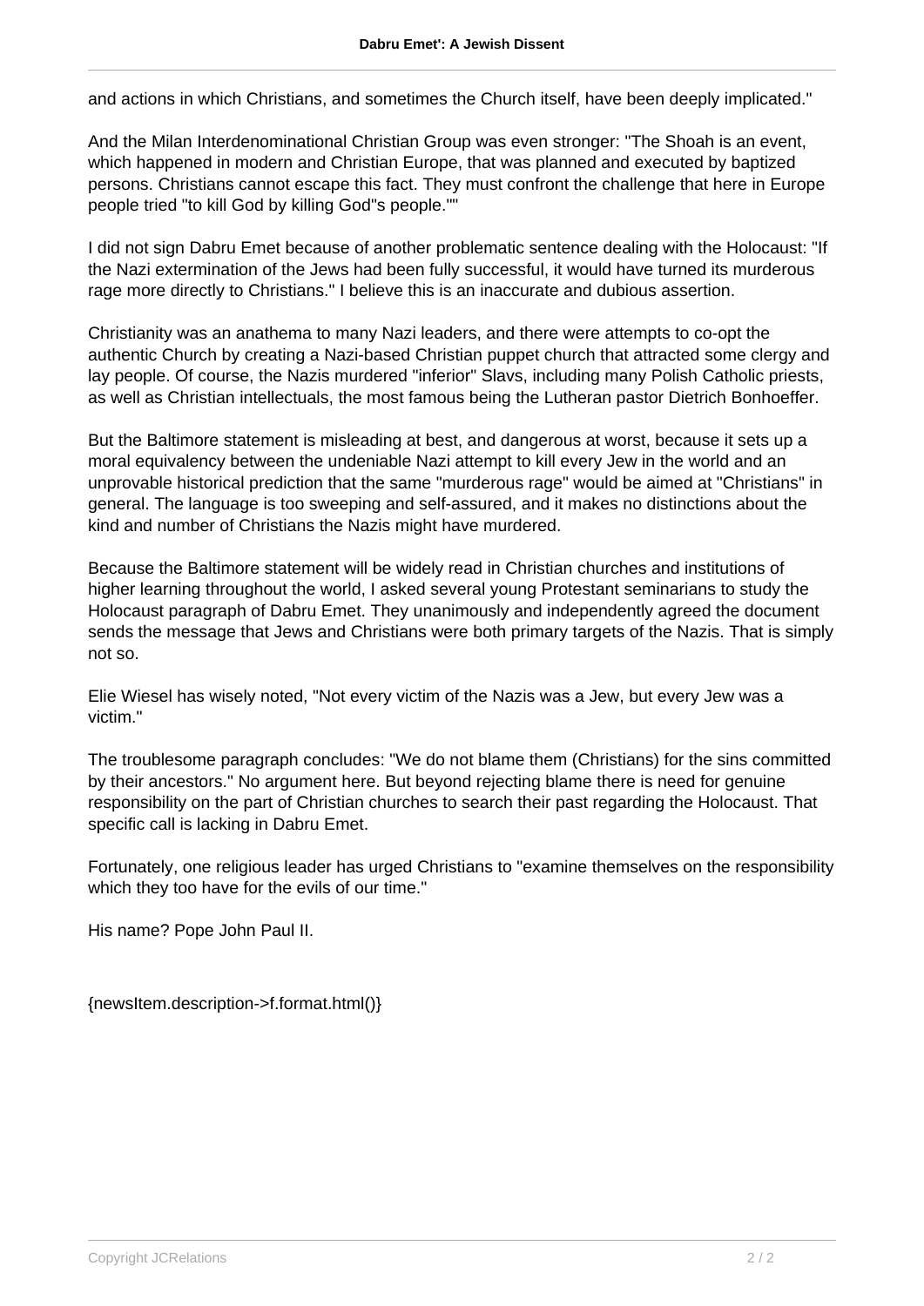and actions in which Christians, and sometimes the Church itself, have been deeply implicated."

And the Milan Interdenominational Christian Group was even stronger: "The Shoah is an event, which happened in modern and Christian Europe, that was planned and executed by baptized persons. Christians cannot escape this fact. They must confront the challenge that here in Europe people tried "to kill God by killing God"s people.""

I did not sign Dabru Emet because of another problematic sentence dealing with the Holocaust: "If the Nazi extermination of the Jews had been fully successful, it would have turned its murderous rage more directly to Christians." I believe this is an inaccurate and dubious assertion.

Christianity was an anathema to many Nazi leaders, and there were attempts to co-opt the authentic Church by creating a Nazi-based Christian puppet church that attracted some clergy and lay people. Of course, the Nazis murdered "inferior" Slavs, including many Polish Catholic priests, as well as Christian intellectuals, the most famous being the Lutheran pastor Dietrich Bonhoeffer.

But the Baltimore statement is misleading at best, and dangerous at worst, because it sets up a moral equivalency between the undeniable Nazi attempt to kill every Jew in the world and an unprovable historical prediction that the same "murderous rage" would be aimed at "Christians" in general. The language is too sweeping and self-assured, and it makes no distinctions about the kind and number of Christians the Nazis might have murdered.

Because the Baltimore statement will be widely read in Christian churches and institutions of higher learning throughout the world, I asked several young Protestant seminarians to study the Holocaust paragraph of Dabru Emet. They unanimously and independently agreed the document sends the message that Jews and Christians were both primary targets of the Nazis. That is simply not so.

Elie Wiesel has wisely noted, "Not every victim of the Nazis was a Jew, but every Jew was a victim."

The troublesome paragraph concludes: "We do not blame them (Christians) for the sins committed by their ancestors." No argument here. But beyond rejecting blame there is need for genuine responsibility on the part of Christian churches to search their past regarding the Holocaust. That specific call is lacking in Dabru Emet.

Fortunately, one religious leader has urged Christians to "examine themselves on the responsibility which they too have for the evils of our time."

His name? Pope John Paul II.

{newsItem.description->f.format.html()}